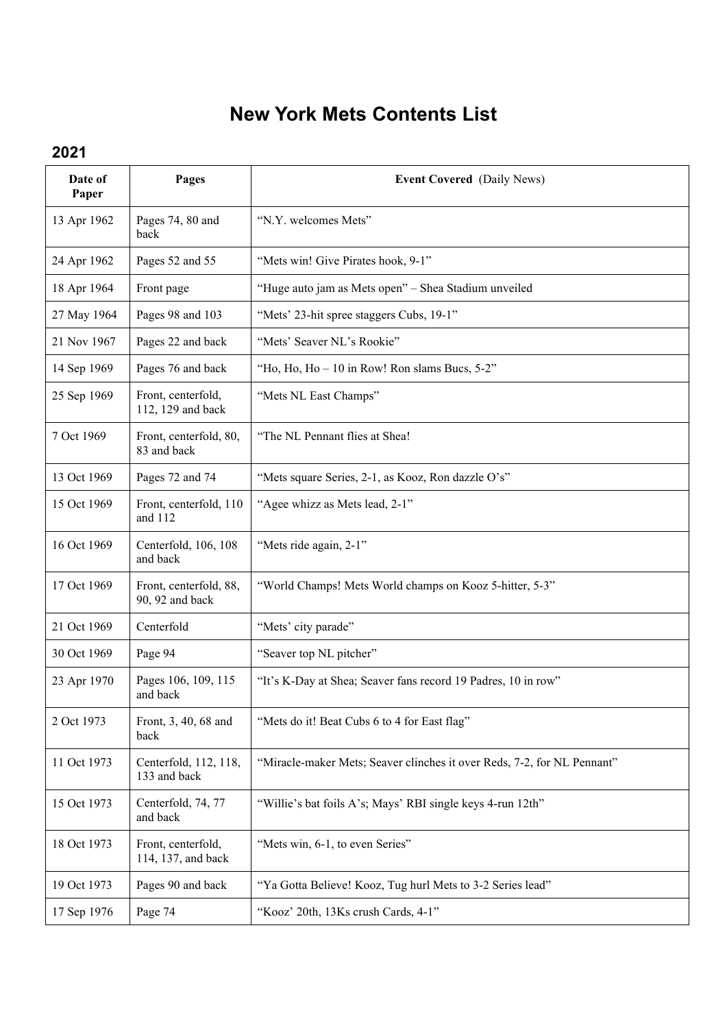# New York Mets Contents List

## 2021

| Date of Paper | Pages | **Event Covered** (Daily News) |
|---|---|---|
| 13 Apr 1962 | Pages 74, 80 and back | "N.Y. welcomes Mets" |
| 24 Apr 1962 | Pages 52 and 55 | "Mets win! Give Pirates hook, 9-1" |
| 18 Apr 1964 | Front page | "Huge auto jam as Mets open" – Shea Stadium unveiled |
| 27 May 1964 | Pages 98 and 103 | "Mets' 23-hit spree staggers Cubs, 19-1" |
| 21 Nov 1967 | Pages 22 and back | "Mets' Seaver NL's Rookie" |
| 14 Sep 1969 | Pages 76 and back | "Ho, Ho, Ho – 10 in Row! Ron slams Bucs, 5-2" |
| 25 Sep 1969 | Front, centerfold, 112, 129 and back | "Mets NL East Champs" |
| 7 Oct 1969 | Front, centerfold, 80, 83 and back | "The NL Pennant flies at Shea! |
| 13 Oct 1969 | Pages 72 and 74 | "Mets square Series, 2-1, as Kooz, Ron dazzle O's" |
| 15 Oct 1969 | Front, centerfold, 110 and 112 | "Agee whizz as Mets lead, 2-1" |
| 16 Oct 1969 | Centerfold, 106, 108 and back | "Mets ride again, 2-1" |
| 17 Oct 1969 | Front, centerfold, 88, 90, 92 and back | "World Champs! Mets World champs on Kooz 5-hitter, 5-3" |
| 21 Oct 1969 | Centerfold | "Mets' city parade" |
| 30 Oct 1969 | Page 94 | "Seaver top NL pitcher" |
| 23 Apr 1970 | Pages 106, 109, 115 and back | "It's K-Day at Shea; Seaver fans record 19 Padres, 10 in row" |
| 2 Oct 1973 | Front, 3, 40, 68 and back | "Mets do it! Beat Cubs 6 to 4 for East flag" |
| 11 Oct 1973 | Centerfold, 112, 118, 133 and back | "Miracle-maker Mets; Seaver clinches it over Reds, 7-2, for NL Pennant" |
| 15 Oct 1973 | Centerfold, 74, 77 and back | "Willie's bat foils A's; Mays' RBI single keys 4-run 12th" |
| 18 Oct 1973 | Front, centerfold, 114, 137, and back | "Mets win, 6-1, to even Series" |
| 19 Oct 1973 | Pages 90 and back | "Ya Gotta Believe! Kooz, Tug hurl Mets to 3-2 Series lead" |
| 17 Sep 1976 | Page 74 | "Kooz' 20th, 13Ks crush Cards, 4-1" |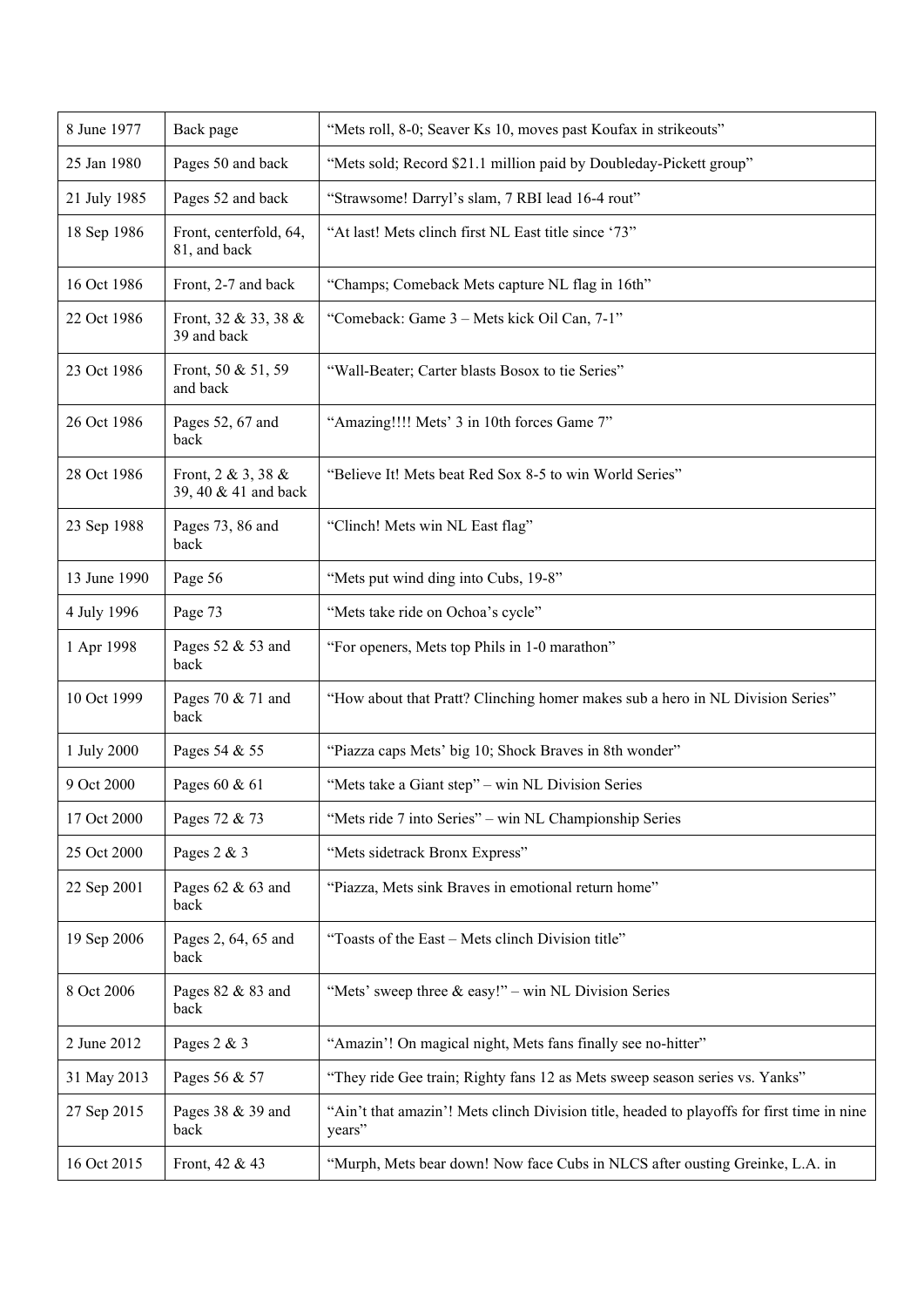| | | |
|---|---|---|
| 8 June 1977 | Back page | “Mets roll, 8-0; Seaver Ks 10, moves past Koufax in strikeouts” |
| 25 Jan 1980 | Pages 50 and back | “Mets sold; Record $21.1 million paid by Doubleday-Pickett group” |
| 21 July 1985 | Pages 52 and back | “Strawsome! Darryl’s slam, 7 RBI lead 16-4 rout” |
| 18 Sep 1986 | Front, centerfold, 64, 81, and back | “At last! Mets clinch first NL East title since ‘73” |
| 16 Oct 1986 | Front, 2-7 and back | “Champs; Comeback Mets capture NL flag in 16th” |
| 22 Oct 1986 | Front, 32 & 33, 38 & 39 and back | “Comeback: Game 3 – Mets kick Oil Can, 7-1” |
| 23 Oct 1986 | Front, 50 & 51, 59 and back | “Wall-Beater; Carter blasts Bosox to tie Series” |
| 26 Oct 1986 | Pages 52, 67 and back | “Amazing!!!! Mets’ 3 in 10th forces Game 7” |
| 28 Oct 1986 | Front, 2 & 3, 38 & 39, 40 & 41 and back | “Believe It! Mets beat Red Sox 8-5 to win World Series” |
| 23 Sep 1988 | Pages 73, 86 and back | “Clinch! Mets win NL East flag” |
| 13 June 1990 | Page 56 | “Mets put wind ding into Cubs, 19-8” |
| 4 July 1996 | Page 73 | “Mets take ride on Ochoa’s cycle” |
| 1 Apr 1998 | Pages 52 & 53 and back | “For openers, Mets top Phils in 1-0 marathon” |
| 10 Oct 1999 | Pages 70 & 71 and back | “How about that Pratt? Clinching homer makes sub a hero in NL Division Series” |
| 1 July 2000 | Pages 54 & 55 | “Piazza caps Mets’ big 10; Shock Braves in 8th wonder” |
| 9 Oct 2000 | Pages 60 & 61 | “Mets take a Giant step” – win NL Division Series |
| 17 Oct 2000 | Pages 72 & 73 | “Mets ride 7 into Series” – win NL Championship Series |
| 25 Oct 2000 | Pages 2 & 3 | “Mets sidetrack Bronx Express” |
| 22 Sep 2001 | Pages 62 & 63 and back | “Piazza, Mets sink Braves in emotional return home” |
| 19 Sep 2006 | Pages 2, 64, 65 and back | “Toasts of the East – Mets clinch Division title” |
| 8 Oct 2006 | Pages 82 & 83 and back | “Mets’ sweep three & easy!” – win NL Division Series |
| 2 June 2012 | Pages 2 & 3 | “Amazin’! On magical night, Mets fans finally see no-hitter” |
| 31 May 2013 | Pages 56 & 57 | “They ride Gee train; Righty fans 12 as Mets sweep season series vs. Yanks” |
| 27 Sep 2015 | Pages 38 & 39 and back | “Ain’t that amazin’! Mets clinch Division title, headed to playoffs for first time in nine years” |
| 16 Oct 2015 | Front, 42 & 43 | “Murph, Mets bear down! Now face Cubs in NLCS after ousting Greinke, L.A. in |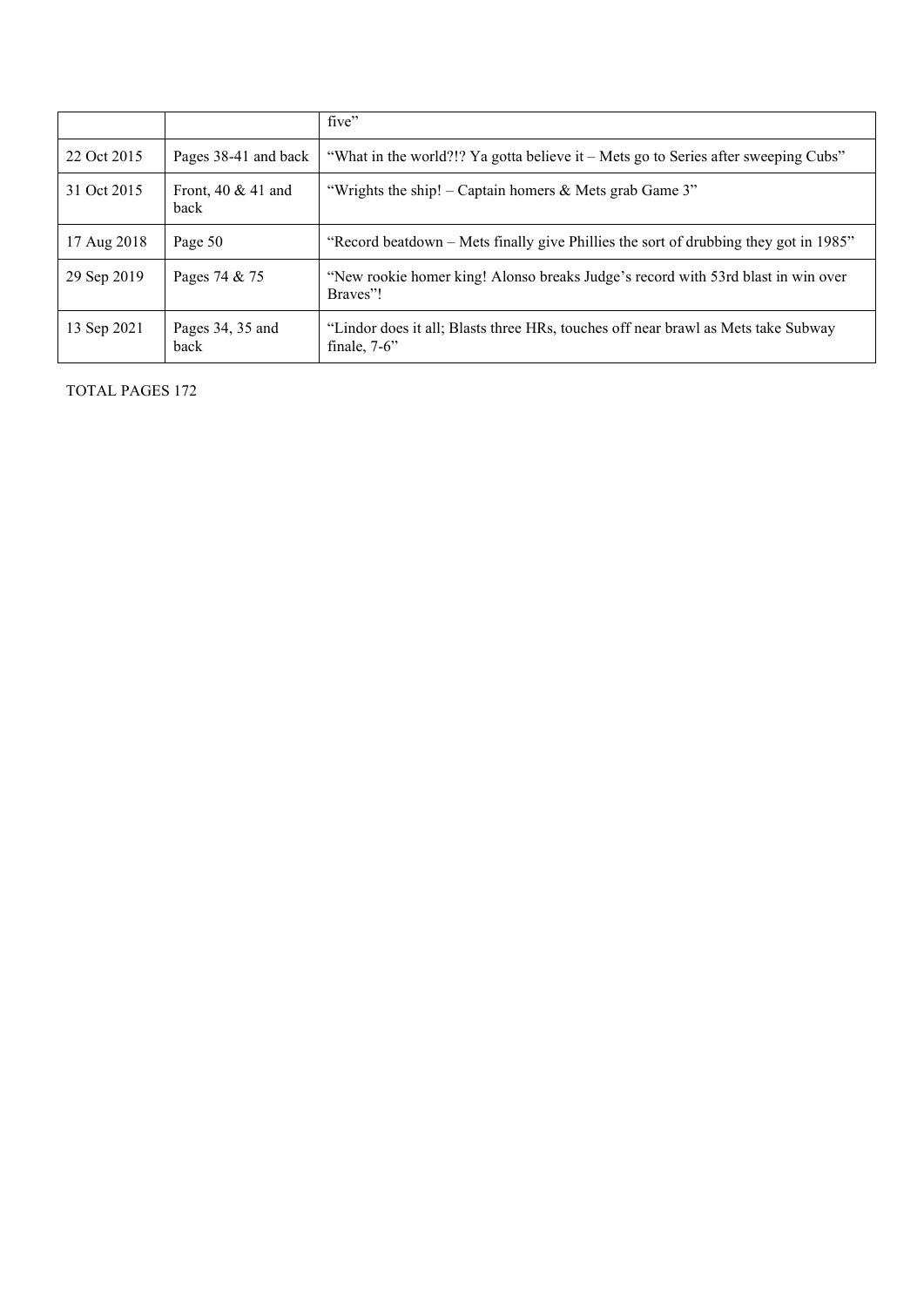| | | |
|---|---|---|
| | | five" |
| 22 Oct 2015 | Pages 38-41 and back | "What in the world?!? Ya gotta believe it – Mets go to Series after sweeping Cubs" |
| 31 Oct 2015 | Front, 40 & 41 and back | "Wrights the ship! – Captain homers & Mets grab Game 3" |
| 17 Aug 2018 | Page 50 | "Record beatdown – Mets finally give Phillies the sort of drubbing they got in 1985" |
| 29 Sep 2019 | Pages 74 & 75 | "New rookie homer king! Alonso breaks Judge's record with 53rd blast in win over Braves"! |
| 13 Sep 2021 | Pages 34, 35 and back | "Lindor does it all; Blasts three HRs, touches off near brawl as Mets take Subway finale, 7-6" |

TOTAL PAGES 172